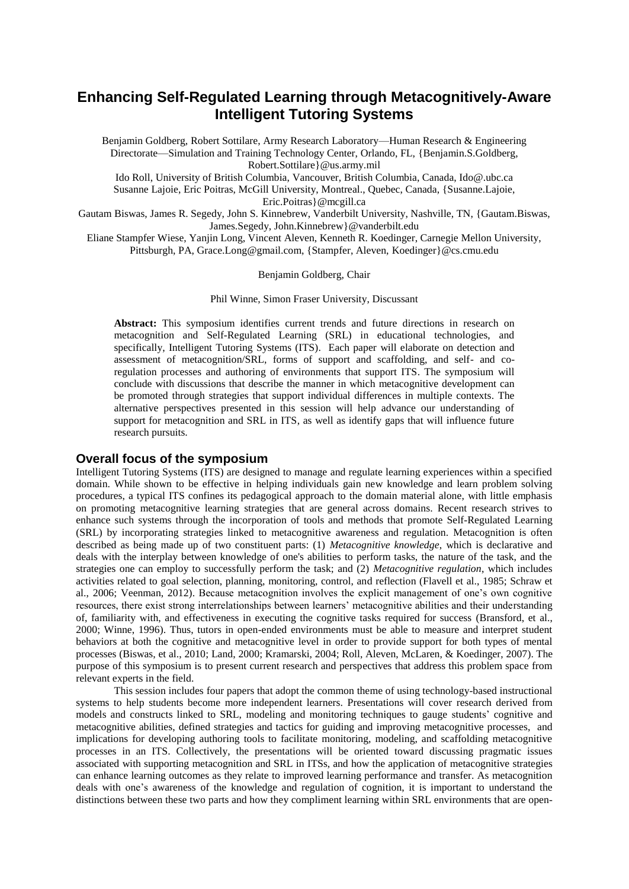# Enhancing Self-Regulated Learning through Metacognitively-Aware Intelligent Tutoring Systems

Benjamin Goldberg, Robert Sottilare, Army Research Laboratory—Human Research & Engineering Directorate—Simulation and Training Technology Center, Orlando, FL, {Benjamin.S.Goldberg, Robert.Sottilare}@us.army.mil

Ido Roll, University of British Columbia, Vancouver, British Columbia, Canada, Ido@.ubc.ca

Susanne Lajoie, Eric Poitras, McGill University, Montreal., Quebec, Canada, {Susanne.Lajoie, Eric.Poitras}@mcgill.ca

Gautam Biswas, James R. Segedy, John S. Kinnebrew, Vanderbilt University, Nashville, TN, {Gautam.Biswas, James.Segedy, John.Kinnebrew}@vanderbilt.edu

Eliane Stampfer Wiese, Yanjin Long, Vincent Aleven, Kenneth R. Koedinger, Carnegie Mellon University, Pittsburgh, PA, Grace.Long@gmail.com, {Stampfer, Aleven, Koedinger}@cs.cmu.edu

Benjamin Goldberg, Chair

Phil Winne, Simon Fraser University, Discussant

**Abstract:** This symposium identifies current trends and future directions in research on metacognition and Self-Regulated Learning (SRL) in educational technologies, and specifically, Intelligent Tutoring Systems (ITS). Each paper will elaborate on detection and assessment of metacognition/SRL, forms of support and scaffolding, and self- and co-regulation processes and authoring of environments that support ITS. The symposium will conclude with discussions that describe the manner in which metacognitive development can be promoted through strategies that support individual differences in multiple contexts. The alternative perspectives presented in this session will help advance our understanding of support for metacognition and SRL in ITS, as well as identify gaps that will influence future research pursuits.

## Overall focus of the symposium

Intelligent Tutoring Systems (ITS) are designed to manage and regulate learning experiences within a specified domain. While shown to be effective in helping individuals gain new knowledge and learn problem solving procedures, a typical ITS confines its pedagogical approach to the domain material alone, with little emphasis on promoting metacognitive learning strategies that are general across domains. Recent research strives to enhance such systems through the incorporation of tools and methods that promote Self-Regulated Learning (SRL) by incorporating strategies linked to metacognitive awareness and regulation. Metacognition is often described as being made up of two constituent parts: (1) *Metacognitive knowledge*, which is declarative and deals with the interplay between knowledge of one's abilities to perform tasks, the nature of the task, and the strategies one can employ to successfully perform the task; and (2) *Metacognitive regulation*, which includes activities related to goal selection, planning, monitoring, control, and reflection (Flavell et al., 1985; Schraw et al., 2006; Veenman, 2012). Because metacognition involves the explicit management of one's own cognitive resources, there exist strong interrelationships between learners' metacognitive abilities and their understanding of, familiarity with, and effectiveness in executing the cognitive tasks required for success (Bransford, et al., 2000; Winne, 1996). Thus, tutors in open-ended environments must be able to measure and interpret student behaviors at both the cognitive and metacognitive level in order to provide support for both types of mental processes (Biswas, et al., 2010; Land, 2000; Kramarski, 2004; Roll, Aleven, McLaren, & Koedinger, 2007). The purpose of this symposium is to present current research and perspectives that address this problem space from relevant experts in the field.

This session includes four papers that adopt the common theme of using technology-based instructional systems to help students become more independent learners. Presentations will cover research derived from models and constructs linked to SRL, modeling and monitoring techniques to gauge students' cognitive and metacognitive abilities, defined strategies and tactics for guiding and improving metacognitive processes, and implications for developing authoring tools to facilitate monitoring, modeling, and scaffolding metacognitive processes in an ITS. Collectively, the presentations will be oriented toward discussing pragmatic issues associated with supporting metacognition and SRL in ITSs, and how the application of metacognitive strategies can enhance learning outcomes as they relate to improved learning performance and transfer. As metacognition deals with one's awareness of the knowledge and regulation of cognition, it is important to understand the distinctions between these two parts and how they compliment learning within SRL environments that are open-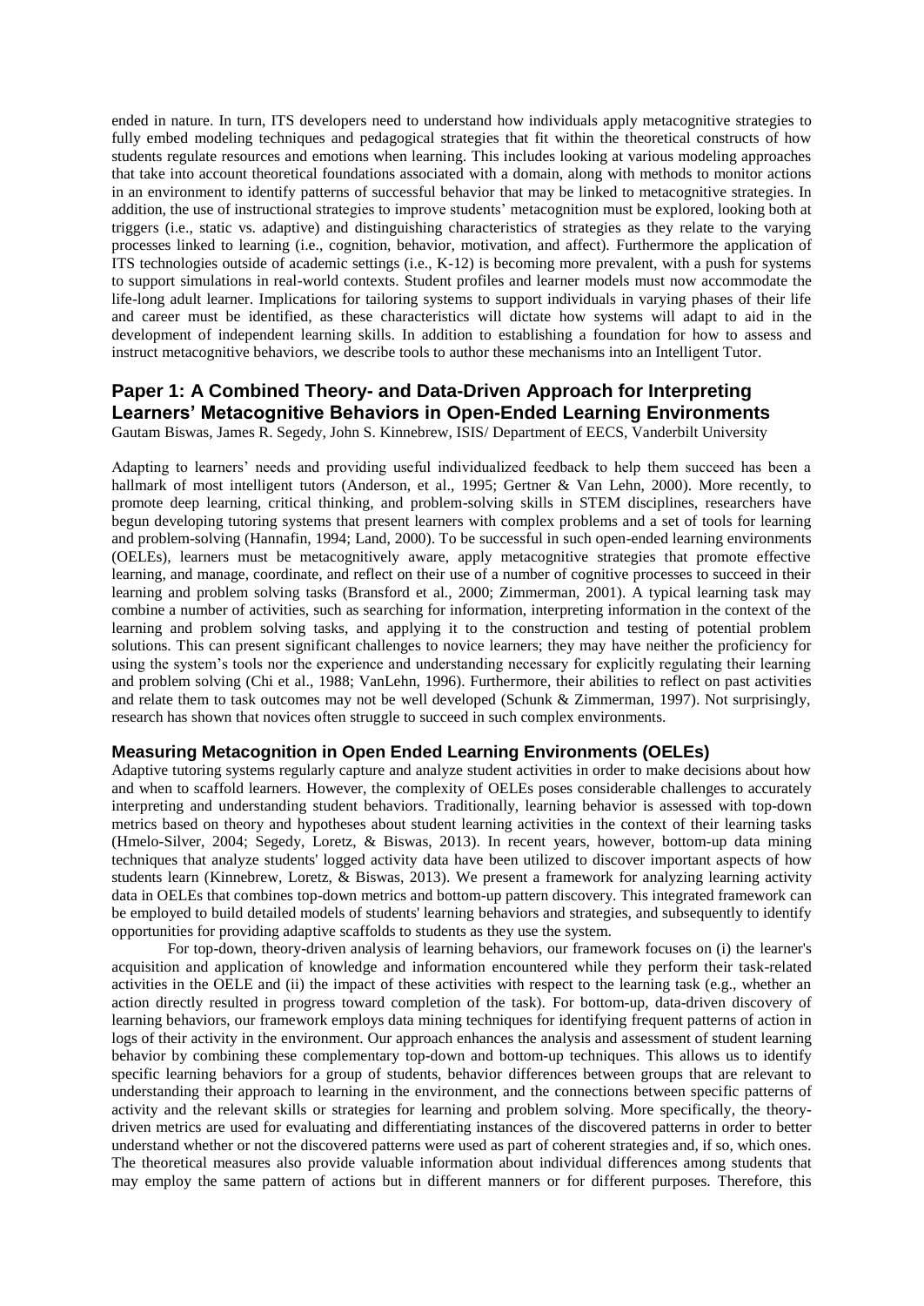ended in nature. In turn, ITS developers need to understand how individuals apply metacognitive strategies to fully embed modeling techniques and pedagogical strategies that fit within the theoretical constructs of how students regulate resources and emotions when learning. This includes looking at various modeling approaches that take into account theoretical foundations associated with a domain, along with methods to monitor actions in an environment to identify patterns of successful behavior that may be linked to metacognitive strategies. In addition, the use of instructional strategies to improve students' metacognition must be explored, looking both at triggers (i.e., static vs. adaptive) and distinguishing characteristics of strategies as they relate to the varying processes linked to learning (i.e., cognition, behavior, motivation, and affect). Furthermore the application of ITS technologies outside of academic settings (i.e., K-12) is becoming more prevalent, with a push for systems to support simulations in real-world contexts. Student profiles and learner models must now accommodate the life-long adult learner. Implications for tailoring systems to support individuals in varying phases of their life and career must be identified, as these characteristics will dictate how systems will adapt to aid in the development of independent learning skills. In addition to establishing a foundation for how to assess and instruct metacognitive behaviors, we describe tools to author these mechanisms into an Intelligent Tutor.

## Paper 1: A Combined Theory- and Data-Driven Approach for Interpreting Learners' Metacognitive Behaviors in Open-Ended Learning Environments

Gautam Biswas, James R. Segedy, John S. Kinnebrew, ISIS/ Department of EECS, Vanderbilt University

Adapting to learners' needs and providing useful individualized feedback to help them succeed has been a hallmark of most intelligent tutors (Anderson, et al., 1995; Gertner & Van Lehn, 2000). More recently, to promote deep learning, critical thinking, and problem-solving skills in STEM disciplines, researchers have begun developing tutoring systems that present learners with complex problems and a set of tools for learning and problem-solving (Hannafin, 1994; Land, 2000). To be successful in such open-ended learning environments (OELEs), learners must be metacognitively aware, apply metacognitive strategies that promote effective learning, and manage, coordinate, and reflect on their use of a number of cognitive processes to succeed in their learning and problem solving tasks (Bransford et al., 2000; Zimmerman, 2001). A typical learning task may combine a number of activities, such as searching for information, interpreting information in the context of the learning and problem solving tasks, and applying it to the construction and testing of potential problem solutions. This can present significant challenges to novice learners; they may have neither the proficiency for using the system's tools nor the experience and understanding necessary for explicitly regulating their learning and problem solving (Chi et al., 1988; VanLehn, 1996). Furthermore, their abilities to reflect on past activities and relate them to task outcomes may not be well developed (Schunk & Zimmerman, 1997). Not surprisingly, research has shown that novices often struggle to succeed in such complex environments.

### Measuring Metacognition in Open Ended Learning Environments (OELEs)

Adaptive tutoring systems regularly capture and analyze student activities in order to make decisions about how and when to scaffold learners. However, the complexity of OELEs poses considerable challenges to accurately interpreting and understanding student behaviors. Traditionally, learning behavior is assessed with top-down metrics based on theory and hypotheses about student learning activities in the context of their learning tasks (Hmelo-Silver, 2004; Segedy, Loretz, & Biswas, 2013). In recent years, however, bottom-up data mining techniques that analyze students' logged activity data have been utilized to discover important aspects of how students learn (Kinnebrew, Loretz, & Biswas, 2013). We present a framework for analyzing learning activity data in OELEs that combines top-down metrics and bottom-up pattern discovery. This integrated framework can be employed to build detailed models of students' learning behaviors and strategies, and subsequently to identify opportunities for providing adaptive scaffolds to students as they use the system.

For top-down, theory-driven analysis of learning behaviors, our framework focuses on (i) the learner's acquisition and application of knowledge and information encountered while they perform their task-related activities in the OELE and (ii) the impact of these activities with respect to the learning task (e.g., whether an action directly resulted in progress toward completion of the task). For bottom-up, data-driven discovery of learning behaviors, our framework employs data mining techniques for identifying frequent patterns of action in logs of their activity in the environment. Our approach enhances the analysis and assessment of student learning behavior by combining these complementary top-down and bottom-up techniques. This allows us to identify specific learning behaviors for a group of students, behavior differences between groups that are relevant to understanding their approach to learning in the environment, and the connections between specific patterns of activity and the relevant skills or strategies for learning and problem solving. More specifically, the theory-driven metrics are used for evaluating and differentiating instances of the discovered patterns in order to better understand whether or not the discovered patterns were used as part of coherent strategies and, if so, which ones. The theoretical measures also provide valuable information about individual differences among students that may employ the same pattern of actions but in different manners or for different purposes. Therefore, this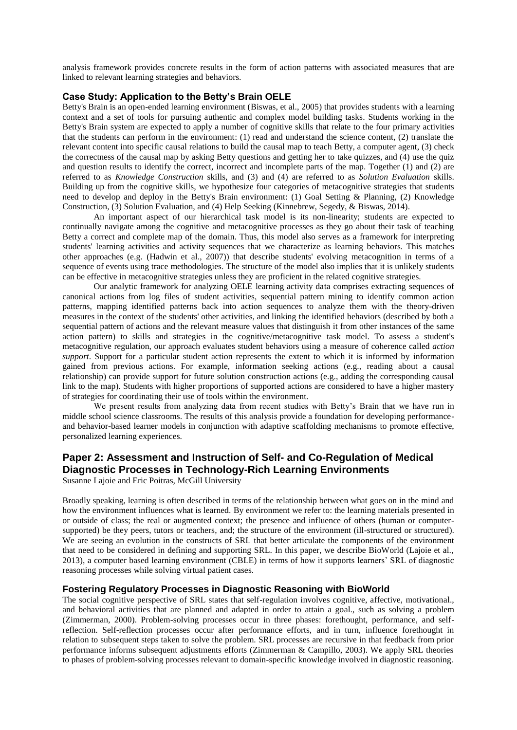analysis framework provides concrete results in the form of action patterns with associated measures that are linked to relevant learning strategies and behaviors.

### Case Study: Application to the Betty's Brain OELE

Betty's Brain is an open-ended learning environment (Biswas, et al., 2005) that provides students with a learning context and a set of tools for pursuing authentic and complex model building tasks. Students working in the Betty's Brain system are expected to apply a number of cognitive skills that relate to the four primary activities that the students can perform in the environment: (1) read and understand the science content, (2) translate the relevant content into specific causal relations to build the causal map to teach Betty, a computer agent, (3) check the correctness of the causal map by asking Betty questions and getting her to take quizzes, and (4) use the quiz and question results to identify the correct, incorrect and incomplete parts of the map. Together (1) and (2) are referred to as *Knowledge Construction* skills, and (3) and (4) are referred to as *Solution Evaluation* skills. Building up from the cognitive skills, we hypothesize four categories of metacognitive strategies that students need to develop and deploy in the Betty's Brain environment: (1) Goal Setting & Planning, (2) Knowledge Construction, (3) Solution Evaluation, and (4) Help Seeking (Kinnebrew, Segedy, & Biswas, 2014).

An important aspect of our hierarchical task model is its non-linearity; students are expected to continually navigate among the cognitive and metacognitive processes as they go about their task of teaching Betty a correct and complete map of the domain. Thus, this model also serves as a framework for interpreting students' learning activities and activity sequences that we characterize as learning behaviors. This matches other approaches (e.g. (Hadwin et al., 2007)) that describe students' evolving metacognition in terms of a sequence of events using trace methodologies. The structure of the model also implies that it is unlikely students can be effective in metacognitive strategies unless they are proficient in the related cognitive strategies.

Our analytic framework for analyzing OELE learning activity data comprises extracting sequences of canonical actions from log files of student activities, sequential pattern mining to identify common action patterns, mapping identified patterns back into action sequences to analyze them with the theory-driven measures in the context of the students' other activities, and linking the identified behaviors (described by both a sequential pattern of actions and the relevant measure values that distinguish it from other instances of the same action pattern) to skills and strategies in the cognitive/metacognitive task model. To assess a student's metacognitive regulation, our approach evaluates student behaviors using a measure of coherence called *action support*. Support for a particular student action represents the extent to which it is informed by information gained from previous actions. For example, information seeking actions (e.g., reading about a causal relationship) can provide support for future solution construction actions (e.g., adding the corresponding causal link to the map). Students with higher proportions of supported actions are considered to have a higher mastery of strategies for coordinating their use of tools within the environment.

We present results from analyzing data from recent studies with Betty's Brain that we have run in middle school science classrooms. The results of this analysis provide a foundation for developing performance- and behavior-based learner models in conjunction with adaptive scaffolding mechanisms to promote effective, personalized learning experiences.

## Paper 2: Assessment and Instruction of Self- and Co-Regulation of Medical Diagnostic Processes in Technology-Rich Learning Environments

Susanne Lajoie and Eric Poitras, McGill University

Broadly speaking, learning is often described in terms of the relationship between what goes on in the mind and how the environment influences what is learned. By environment we refer to: the learning materials presented in or outside of class; the real or augmented context; the presence and influence of others (human or computer-supported) be they peers, tutors or teachers, and; the structure of the environment (ill-structured or structured). We are seeing an evolution in the constructs of SRL that better articulate the components of the environment that need to be considered in defining and supporting SRL. In this paper, we describe BioWorld (Lajoie et al., 2013), a computer based learning environment (CBLE) in terms of how it supports learners' SRL of diagnostic reasoning processes while solving virtual patient cases.

### Fostering Regulatory Processes in Diagnostic Reasoning with BioWorld

The social cognitive perspective of SRL states that self-regulation involves cognitive, affective, motivational., and behavioral activities that are planned and adapted in order to attain a goal., such as solving a problem (Zimmerman, 2000). Problem-solving processes occur in three phases: forethought, performance, and self-reflection. Self-reflection processes occur after performance efforts, and in turn, influence forethought in relation to subsequent steps taken to solve the problem. SRL processes are recursive in that feedback from prior performance informs subsequent adjustments efforts (Zimmerman & Campillo, 2003). We apply SRL theories to phases of problem-solving processes relevant to domain-specific knowledge involved in diagnostic reasoning.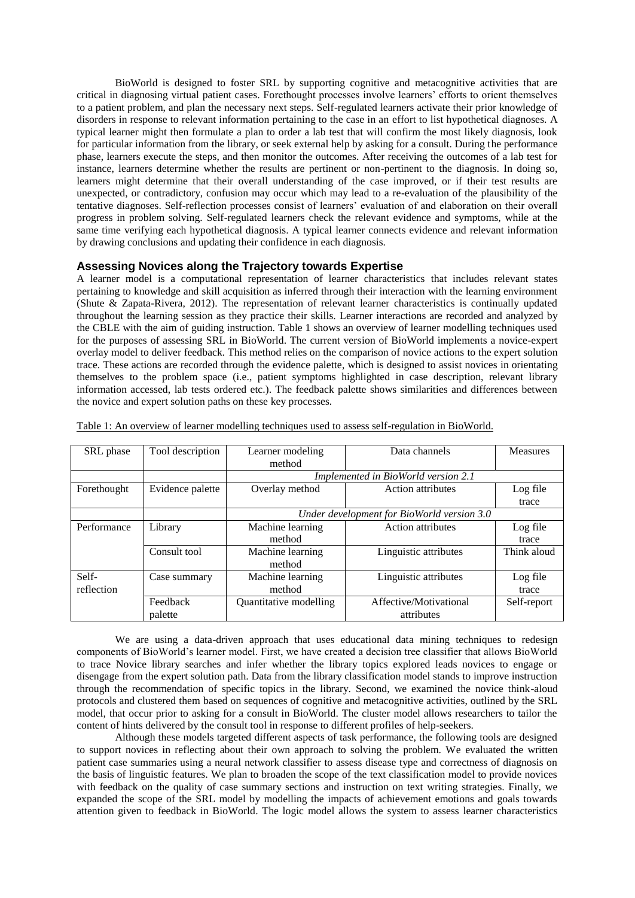BioWorld is designed to foster SRL by supporting cognitive and metacognitive activities that are critical in diagnosing virtual patient cases. Forethought processes involve learners' efforts to orient themselves to a patient problem, and plan the necessary next steps. Self-regulated learners activate their prior knowledge of disorders in response to relevant information pertaining to the case in an effort to list hypothetical diagnoses. A typical learner might then formulate a plan to order a lab test that will confirm the most likely diagnosis, look for particular information from the library, or seek external help by asking for a consult. During the performance phase, learners execute the steps, and then monitor the outcomes. After receiving the outcomes of a lab test for instance, learners determine whether the results are pertinent or non-pertinent to the diagnosis. In doing so, learners might determine that their overall understanding of the case improved, or if their test results are unexpected, or contradictory, confusion may occur which may lead to a re-evaluation of the plausibility of the tentative diagnoses. Self-reflection processes consist of learners' evaluation of and elaboration on their overall progress in problem solving. Self-regulated learners check the relevant evidence and symptoms, while at the same time verifying each hypothetical diagnosis. A typical learner connects evidence and relevant information by drawing conclusions and updating their confidence in each diagnosis.

## Assessing Novices along the Trajectory towards Expertise

A learner model is a computational representation of learner characteristics that includes relevant states pertaining to knowledge and skill acquisition as inferred through their interaction with the learning environment (Shute & Zapata-Rivera, 2012). The representation of relevant learner characteristics is continually updated throughout the learning session as they practice their skills. Learner interactions are recorded and analyzed by the CBLE with the aim of guiding instruction. Table 1 shows an overview of learner modelling techniques used for the purposes of assessing SRL in BioWorld. The current version of BioWorld implements a novice-expert overlay model to deliver feedback. This method relies on the comparison of novice actions to the expert solution trace. These actions are recorded through the evidence palette, which is designed to assist novices in orientating themselves to the problem space (i.e., patient symptoms highlighted in case description, relevant library information accessed, lab tests ordered etc.). The feedback palette shows similarities and differences between the novice and expert solution paths on these key processes.

Table 1: An overview of learner modelling techniques used to assess self-regulation in BioWorld.

| SRL phase | Tool description | Learner modeling method | Data channels | Measures |
|---|---|---|---|---|
| | | *Implemented in BioWorld version 2.1* | | |
| Forethought | Evidence palette | Overlay method | Action attributes | Log file trace |
| | | *Under development for BioWorld version 3.0* | | |
| Performance | Library | Machine learning method | Action attributes | Log file trace |
| | Consult tool | Machine learning method | Linguistic attributes | Think aloud |
| Self-reflection | Case summary | Machine learning method | Linguistic attributes | Log file trace |
| | Feedback palette | Quantitative modelling | Affective/Motivational attributes | Self-report |

We are using a data-driven approach that uses educational data mining techniques to redesign components of BioWorld's learner model. First, we have created a decision tree classifier that allows BioWorld to trace Novice library searches and infer whether the library topics explored leads novices to engage or disengage from the expert solution path. Data from the library classification model stands to improve instruction through the recommendation of specific topics in the library. Second, we examined the novice think-aloud protocols and clustered them based on sequences of cognitive and metacognitive activities, outlined by the SRL model, that occur prior to asking for a consult in BioWorld. The cluster model allows researchers to tailor the content of hints delivered by the consult tool in response to different profiles of help-seekers.

Although these models targeted different aspects of task performance, the following tools are designed to support novices in reflecting about their own approach to solving the problem. We evaluated the written patient case summaries using a neural network classifier to assess disease type and correctness of diagnosis on the basis of linguistic features. We plan to broaden the scope of the text classification model to provide novices with feedback on the quality of case summary sections and instruction on text writing strategies. Finally, we expanded the scope of the SRL model by modelling the impacts of achievement emotions and goals towards attention given to feedback in BioWorld. The logic model allows the system to assess learner characteristics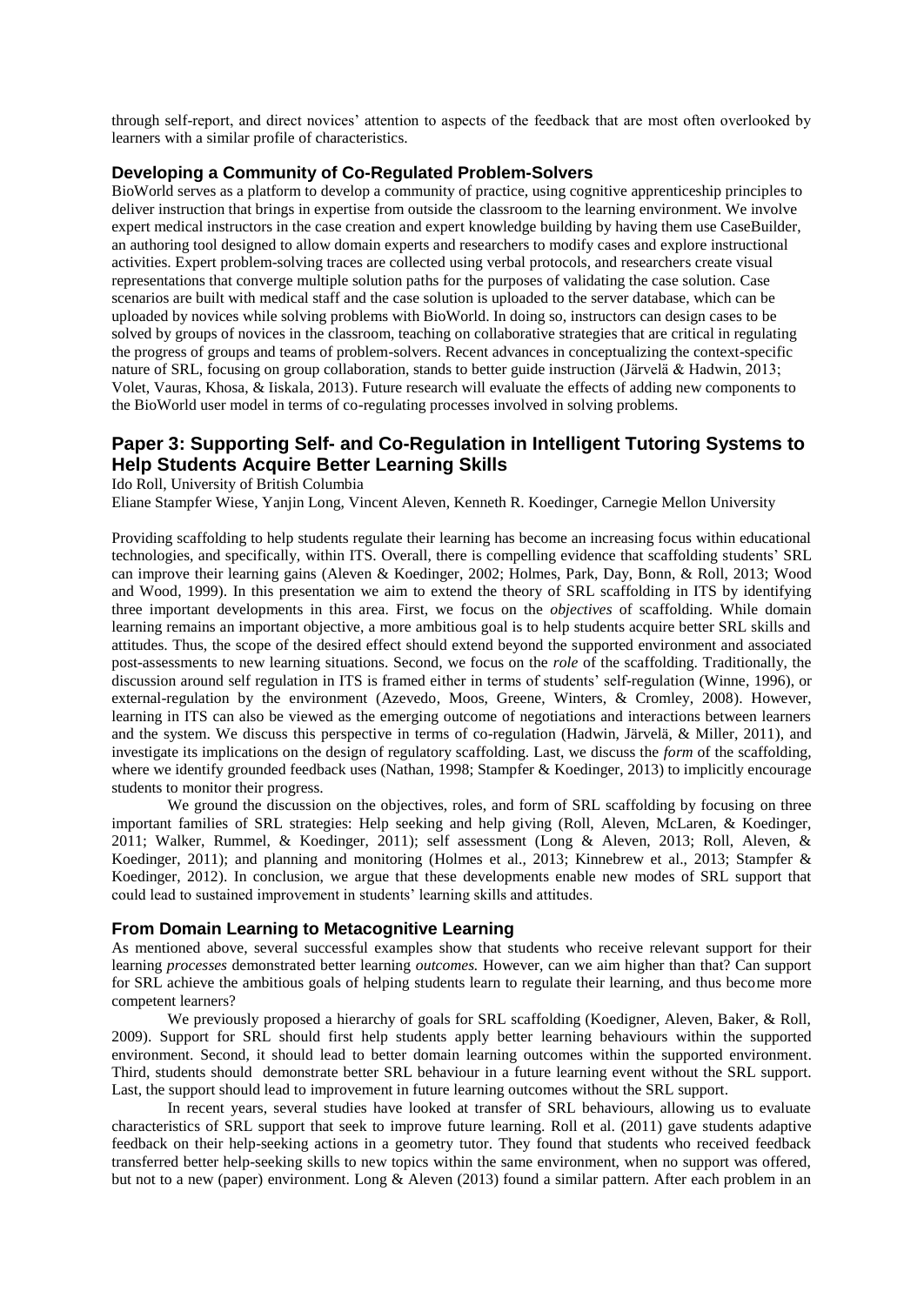through self-report, and direct novices' attention to aspects of the feedback that are most often overlooked by learners with a similar profile of characteristics.

### Developing a Community of Co-Regulated Problem-Solvers

BioWorld serves as a platform to develop a community of practice, using cognitive apprenticeship principles to deliver instruction that brings in expertise from outside the classroom to the learning environment. We involve expert medical instructors in the case creation and expert knowledge building by having them use CaseBuilder, an authoring tool designed to allow domain experts and researchers to modify cases and explore instructional activities. Expert problem-solving traces are collected using verbal protocols, and researchers create visual representations that converge multiple solution paths for the purposes of validating the case solution. Case scenarios are built with medical staff and the case solution is uploaded to the server database, which can be uploaded by novices while solving problems with BioWorld. In doing so, instructors can design cases to be solved by groups of novices in the classroom, teaching on collaborative strategies that are critical in regulating the progress of groups and teams of problem-solvers. Recent advances in conceptualizing the context-specific nature of SRL, focusing on group collaboration, stands to better guide instruction (Järvelä & Hadwin, 2013; Volet, Vauras, Khosa, & Iiskala, 2013). Future research will evaluate the effects of adding new components to the BioWorld user model in terms of co-regulating processes involved in solving problems.

## Paper 3: Supporting Self- and Co-Regulation in Intelligent Tutoring Systems to Help Students Acquire Better Learning Skills

Ido Roll, University of British Columbia

Eliane Stampfer Wiese, Yanjin Long, Vincent Aleven, Kenneth R. Koedinger, Carnegie Mellon University

Providing scaffolding to help students regulate their learning has become an increasing focus within educational technologies, and specifically, within ITS. Overall, there is compelling evidence that scaffolding students' SRL can improve their learning gains (Aleven & Koedinger, 2002; Holmes, Park, Day, Bonn, & Roll, 2013; Wood and Wood, 1999). In this presentation we aim to extend the theory of SRL scaffolding in ITS by identifying three important developments in this area. First, we focus on the *objectives* of scaffolding. While domain learning remains an important objective, a more ambitious goal is to help students acquire better SRL skills and attitudes. Thus, the scope of the desired effect should extend beyond the supported environment and associated post-assessments to new learning situations. Second, we focus on the *role* of the scaffolding. Traditionally, the discussion around self regulation in ITS is framed either in terms of students' self-regulation (Winne, 1996), or external-regulation by the environment (Azevedo, Moos, Greene, Winters, & Cromley, 2008). However, learning in ITS can also be viewed as the emerging outcome of negotiations and interactions between learners and the system. We discuss this perspective in terms of co-regulation (Hadwin, Järvelä, & Miller, 2011), and investigate its implications on the design of regulatory scaffolding. Last, we discuss the *form* of the scaffolding, where we identify grounded feedback uses (Nathan, 1998; Stampfer & Koedinger, 2013) to implicitly encourage students to monitor their progress.

We ground the discussion on the objectives, roles, and form of SRL scaffolding by focusing on three important families of SRL strategies: Help seeking and help giving (Roll, Aleven, McLaren, & Koedinger, 2011; Walker, Rummel, & Koedinger, 2011); self assessment (Long & Aleven, 2013; Roll, Aleven, & Koedinger, 2011); and planning and monitoring (Holmes et al., 2013; Kinnebrew et al., 2013; Stampfer & Koedinger, 2012). In conclusion, we argue that these developments enable new modes of SRL support that could lead to sustained improvement in students' learning skills and attitudes.

### From Domain Learning to Metacognitive Learning

As mentioned above, several successful examples show that students who receive relevant support for their learning *processes* demonstrated better learning *outcomes.* However, can we aim higher than that? Can support for SRL achieve the ambitious goals of helping students learn to regulate their learning, and thus become more competent learners?

We previously proposed a hierarchy of goals for SRL scaffolding (Koedigner, Aleven, Baker, & Roll, 2009). Support for SRL should first help students apply better learning behaviours within the supported environment. Second, it should lead to better domain learning outcomes within the supported environment. Third, students should demonstrate better SRL behaviour in a future learning event without the SRL support. Last, the support should lead to improvement in future learning outcomes without the SRL support.

In recent years, several studies have looked at transfer of SRL behaviours, allowing us to evaluate characteristics of SRL support that seek to improve future learning. Roll et al. (2011) gave students adaptive feedback on their help-seeking actions in a geometry tutor. They found that students who received feedback transferred better help-seeking skills to new topics within the same environment, when no support was offered, but not to a new (paper) environment. Long & Aleven (2013) found a similar pattern. After each problem in an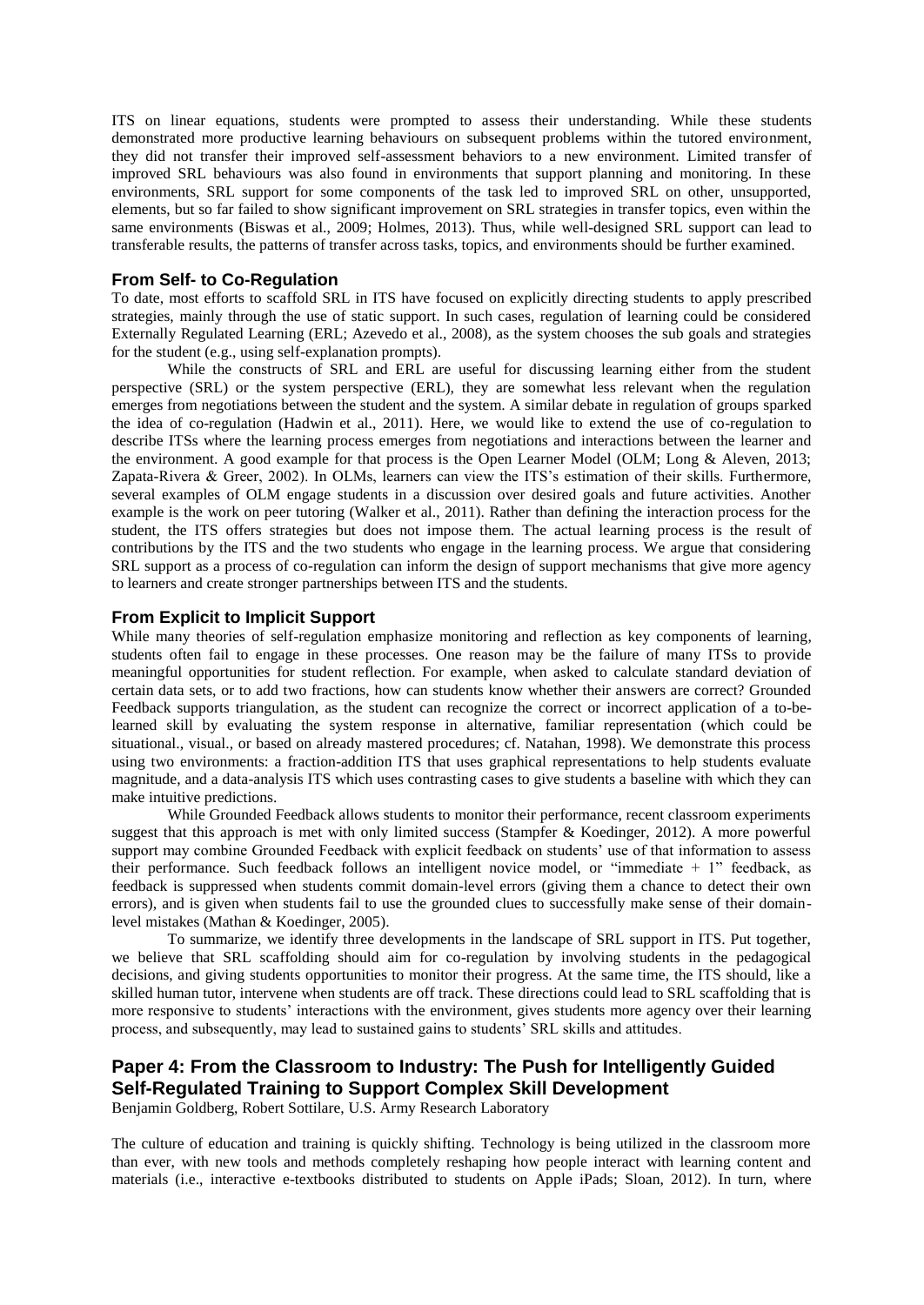ITS on linear equations, students were prompted to assess their understanding. While these students demonstrated more productive learning behaviours on subsequent problems within the tutored environment, they did not transfer their improved self-assessment behaviors to a new environment. Limited transfer of improved SRL behaviours was also found in environments that support planning and monitoring. In these environments, SRL support for some components of the task led to improved SRL on other, unsupported, elements, but so far failed to show significant improvement on SRL strategies in transfer topics, even within the same environments (Biswas et al., 2009; Holmes, 2013). Thus, while well-designed SRL support can lead to transferable results, the patterns of transfer across tasks, topics, and environments should be further examined.

### From Self- to Co-Regulation

To date, most efforts to scaffold SRL in ITS have focused on explicitly directing students to apply prescribed strategies, mainly through the use of static support. In such cases, regulation of learning could be considered Externally Regulated Learning (ERL; Azevedo et al., 2008), as the system chooses the sub goals and strategies for the student (e.g., using self-explanation prompts).

While the constructs of SRL and ERL are useful for discussing learning either from the student perspective (SRL) or the system perspective (ERL), they are somewhat less relevant when the regulation emerges from negotiations between the student and the system. A similar debate in regulation of groups sparked the idea of co-regulation (Hadwin et al., 2011). Here, we would like to extend the use of co-regulation to describe ITSs where the learning process emerges from negotiations and interactions between the learner and the environment. A good example for that process is the Open Learner Model (OLM; Long & Aleven, 2013; Zapata-Rivera & Greer, 2002). In OLMs, learners can view the ITS's estimation of their skills. Furthermore, several examples of OLM engage students in a discussion over desired goals and future activities. Another example is the work on peer tutoring (Walker et al., 2011). Rather than defining the interaction process for the student, the ITS offers strategies but does not impose them. The actual learning process is the result of contributions by the ITS and the two students who engage in the learning process. We argue that considering SRL support as a process of co-regulation can inform the design of support mechanisms that give more agency to learners and create stronger partnerships between ITS and the students.

### From Explicit to Implicit Support

While many theories of self-regulation emphasize monitoring and reflection as key components of learning, students often fail to engage in these processes. One reason may be the failure of many ITSs to provide meaningful opportunities for student reflection. For example, when asked to calculate standard deviation of certain data sets, or to add two fractions, how can students know whether their answers are correct? Grounded Feedback supports triangulation, as the student can recognize the correct or incorrect application of a to-be-learned skill by evaluating the system response in alternative, familiar representation (which could be situational., visual., or based on already mastered procedures; cf. Natahan, 1998). We demonstrate this process using two environments: a fraction-addition ITS that uses graphical representations to help students evaluate magnitude, and a data-analysis ITS which uses contrasting cases to give students a baseline with which they can make intuitive predictions.

While Grounded Feedback allows students to monitor their performance, recent classroom experiments suggest that this approach is met with only limited success (Stampfer & Koedinger, 2012). A more powerful support may combine Grounded Feedback with explicit feedback on students' use of that information to assess their performance. Such feedback follows an intelligent novice model, or "immediate + 1" feedback, as feedback is suppressed when students commit domain-level errors (giving them a chance to detect their own errors), and is given when students fail to use the grounded clues to successfully make sense of their domain-level mistakes (Mathan & Koedinger, 2005).

To summarize, we identify three developments in the landscape of SRL support in ITS. Put together, we believe that SRL scaffolding should aim for co-regulation by involving students in the pedagogical decisions, and giving students opportunities to monitor their progress. At the same time, the ITS should, like a skilled human tutor, intervene when students are off track. These directions could lead to SRL scaffolding that is more responsive to students' interactions with the environment, gives students more agency over their learning process, and subsequently, may lead to sustained gains to students' SRL skills and attitudes.

## Paper 4: From the Classroom to Industry: The Push for Intelligently Guided Self-Regulated Training to Support Complex Skill Development

Benjamin Goldberg, Robert Sottilare, U.S. Army Research Laboratory

The culture of education and training is quickly shifting. Technology is being utilized in the classroom more than ever, with new tools and methods completely reshaping how people interact with learning content and materials (i.e., interactive e-textbooks distributed to students on Apple iPads; Sloan, 2012). In turn, where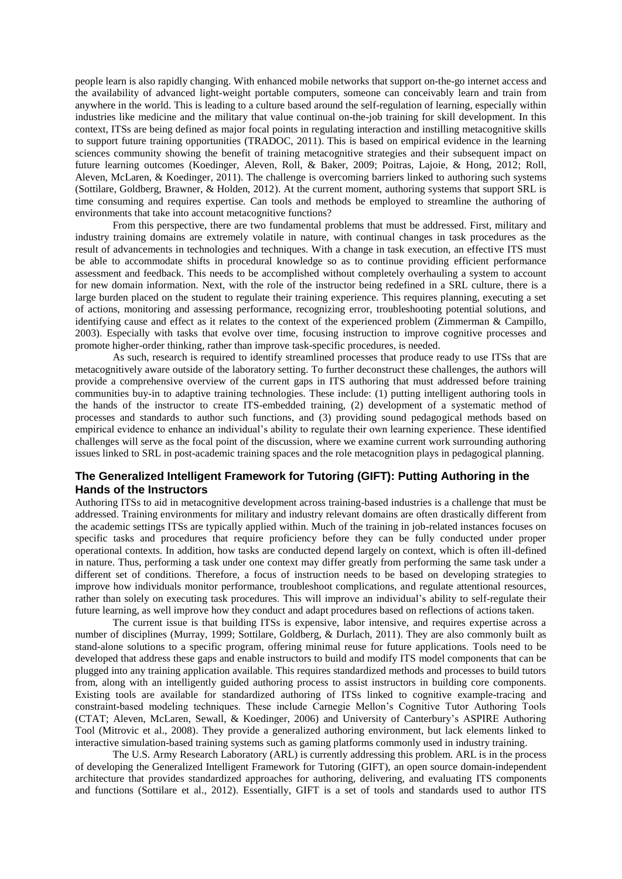people learn is also rapidly changing. With enhanced mobile networks that support on-the-go internet access and the availability of advanced light-weight portable computers, someone can conceivably learn and train from anywhere in the world. This is leading to a culture based around the self-regulation of learning, especially within industries like medicine and the military that value continual on-the-job training for skill development. In this context, ITSs are being defined as major focal points in regulating interaction and instilling metacognitive skills to support future training opportunities (TRADOC, 2011). This is based on empirical evidence in the learning sciences community showing the benefit of training metacognitive strategies and their subsequent impact on future learning outcomes (Koedinger, Aleven, Roll, & Baker, 2009; Poitras, Lajoie, & Hong, 2012; Roll, Aleven, McLaren, & Koedinger, 2011). The challenge is overcoming barriers linked to authoring such systems (Sottilare, Goldberg, Brawner, & Holden, 2012). At the current moment, authoring systems that support SRL is time consuming and requires expertise. Can tools and methods be employed to streamline the authoring of environments that take into account metacognitive functions?

From this perspective, there are two fundamental problems that must be addressed. First, military and industry training domains are extremely volatile in nature, with continual changes in task procedures as the result of advancements in technologies and techniques. With a change in task execution, an effective ITS must be able to accommodate shifts in procedural knowledge so as to continue providing efficient performance assessment and feedback. This needs to be accomplished without completely overhauling a system to account for new domain information. Next, with the role of the instructor being redefined in a SRL culture, there is a large burden placed on the student to regulate their training experience. This requires planning, executing a set of actions, monitoring and assessing performance, recognizing error, troubleshooting potential solutions, and identifying cause and effect as it relates to the context of the experienced problem (Zimmerman & Campillo, 2003). Especially with tasks that evolve over time, focusing instruction to improve cognitive processes and promote higher-order thinking, rather than improve task-specific procedures, is needed.

As such, research is required to identify streamlined processes that produce ready to use ITSs that are metacognitively aware outside of the laboratory setting. To further deconstruct these challenges, the authors will provide a comprehensive overview of the current gaps in ITS authoring that must addressed before training communities buy-in to adaptive training technologies. These include: (1) putting intelligent authoring tools in the hands of the instructor to create ITS-embedded training, (2) development of a systematic method of processes and standards to author such functions, and (3) providing sound pedagogical methods based on empirical evidence to enhance an individual's ability to regulate their own learning experience. These identified challenges will serve as the focal point of the discussion, where we examine current work surrounding authoring issues linked to SRL in post-academic training spaces and the role metacognition plays in pedagogical planning.

## The Generalized Intelligent Framework for Tutoring (GIFT): Putting Authoring in the Hands of the Instructors

Authoring ITSs to aid in metacognitive development across training-based industries is a challenge that must be addressed. Training environments for military and industry relevant domains are often drastically different from the academic settings ITSs are typically applied within. Much of the training in job-related instances focuses on specific tasks and procedures that require proficiency before they can be fully conducted under proper operational contexts. In addition, how tasks are conducted depend largely on context, which is often ill-defined in nature. Thus, performing a task under one context may differ greatly from performing the same task under a different set of conditions. Therefore, a focus of instruction needs to be based on developing strategies to improve how individuals monitor performance, troubleshoot complications, and regulate attentional resources, rather than solely on executing task procedures. This will improve an individual's ability to self-regulate their future learning, as well improve how they conduct and adapt procedures based on reflections of actions taken.

The current issue is that building ITSs is expensive, labor intensive, and requires expertise across a number of disciplines (Murray, 1999; Sottilare, Goldberg, & Durlach, 2011). They are also commonly built as stand-alone solutions to a specific program, offering minimal reuse for future applications. Tools need to be developed that address these gaps and enable instructors to build and modify ITS model components that can be plugged into any training application available. This requires standardized methods and processes to build tutors from, along with an intelligently guided authoring process to assist instructors in building core components. Existing tools are available for standardized authoring of ITSs linked to cognitive example-tracing and constraint-based modeling techniques. These include Carnegie Mellon's Cognitive Tutor Authoring Tools (CTAT; Aleven, McLaren, Sewall, & Koedinger, 2006) and University of Canterbury's ASPIRE Authoring Tool (Mitrovic et al., 2008). They provide a generalized authoring environment, but lack elements linked to interactive simulation-based training systems such as gaming platforms commonly used in industry training.

The U.S. Army Research Laboratory (ARL) is currently addressing this problem. ARL is in the process of developing the Generalized Intelligent Framework for Tutoring (GIFT), an open source domain-independent architecture that provides standardized approaches for authoring, delivering, and evaluating ITS components and functions (Sottilare et al., 2012). Essentially, GIFT is a set of tools and standards used to author ITS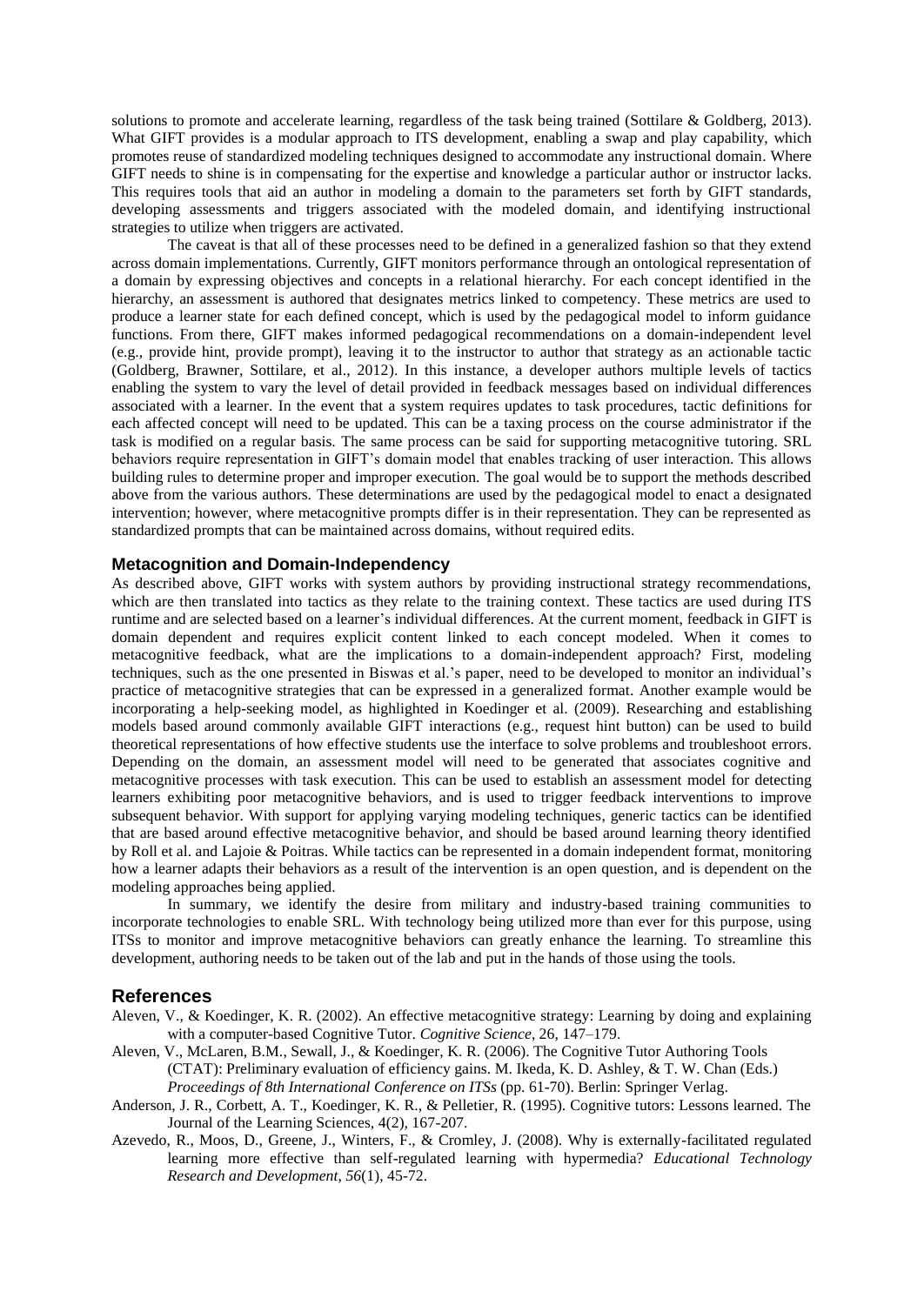solutions to promote and accelerate learning, regardless of the task being trained (Sottilare & Goldberg, 2013). What GIFT provides is a modular approach to ITS development, enabling a swap and play capability, which promotes reuse of standardized modeling techniques designed to accommodate any instructional domain. Where GIFT needs to shine is in compensating for the expertise and knowledge a particular author or instructor lacks. This requires tools that aid an author in modeling a domain to the parameters set forth by GIFT standards, developing assessments and triggers associated with the modeled domain, and identifying instructional strategies to utilize when triggers are activated.

The caveat is that all of these processes need to be defined in a generalized fashion so that they extend across domain implementations. Currently, GIFT monitors performance through an ontological representation of a domain by expressing objectives and concepts in a relational hierarchy. For each concept identified in the hierarchy, an assessment is authored that designates metrics linked to competency. These metrics are used to produce a learner state for each defined concept, which is used by the pedagogical model to inform guidance functions. From there, GIFT makes informed pedagogical recommendations on a domain-independent level (e.g., provide hint, provide prompt), leaving it to the instructor to author that strategy as an actionable tactic (Goldberg, Brawner, Sottilare, et al., 2012). In this instance, a developer authors multiple levels of tactics enabling the system to vary the level of detail provided in feedback messages based on individual differences associated with a learner. In the event that a system requires updates to task procedures, tactic definitions for each affected concept will need to be updated. This can be a taxing process on the course administrator if the task is modified on a regular basis. The same process can be said for supporting metacognitive tutoring. SRL behaviors require representation in GIFT's domain model that enables tracking of user interaction. This allows building rules to determine proper and improper execution. The goal would be to support the methods described above from the various authors. These determinations are used by the pedagogical model to enact a designated intervention; however, where metacognitive prompts differ is in their representation. They can be represented as standardized prompts that can be maintained across domains, without required edits.

### Metacognition and Domain-Independency

As described above, GIFT works with system authors by providing instructional strategy recommendations, which are then translated into tactics as they relate to the training context. These tactics are used during ITS runtime and are selected based on a learner's individual differences. At the current moment, feedback in GIFT is domain dependent and requires explicit content linked to each concept modeled. When it comes to metacognitive feedback, what are the implications to a domain-independent approach? First, modeling techniques, such as the one presented in Biswas et al.'s paper, need to be developed to monitor an individual's practice of metacognitive strategies that can be expressed in a generalized format. Another example would be incorporating a help-seeking model, as highlighted in Koedinger et al. (2009). Researching and establishing models based around commonly available GIFT interactions (e.g., request hint button) can be used to build theoretical representations of how effective students use the interface to solve problems and troubleshoot errors. Depending on the domain, an assessment model will need to be generated that associates cognitive and metacognitive processes with task execution. This can be used to establish an assessment model for detecting learners exhibiting poor metacognitive behaviors, and is used to trigger feedback interventions to improve subsequent behavior. With support for applying varying modeling techniques, generic tactics can be identified that are based around effective metacognitive behavior, and should be based around learning theory identified by Roll et al. and Lajoie & Poitras. While tactics can be represented in a domain independent format, monitoring how a learner adapts their behaviors as a result of the intervention is an open question, and is dependent on the modeling approaches being applied.

In summary, we identify the desire from military and industry-based training communities to incorporate technologies to enable SRL. With technology being utilized more than ever for this purpose, using ITSs to monitor and improve metacognitive behaviors can greatly enhance the learning. To streamline this development, authoring needs to be taken out of the lab and put in the hands of those using the tools.

## References

Aleven, V., & Koedinger, K. R. (2002). An effective metacognitive strategy: Learning by doing and explaining with a computer-based Cognitive Tutor. *Cognitive Science*, 26, 147–179.

Aleven, V., McLaren, B.M., Sewall, J., & Koedinger, K. R. (2006). The Cognitive Tutor Authoring Tools (CTAT): Preliminary evaluation of efficiency gains. M. Ikeda, K. D. Ashley, & T. W. Chan (Eds.) *Proceedings of 8th International Conference on ITSs* (pp. 61-70). Berlin: Springer Verlag.

Anderson, J. R., Corbett, A. T., Koedinger, K. R., & Pelletier, R. (1995). Cognitive tutors: Lessons learned. The Journal of the Learning Sciences, 4(2), 167-207.

Azevedo, R., Moos, D., Greene, J., Winters, F., & Cromley, J. (2008). Why is externally-facilitated regulated learning more effective than self-regulated learning with hypermedia? *Educational Technology Research and Development*, *56*(1), 45-72.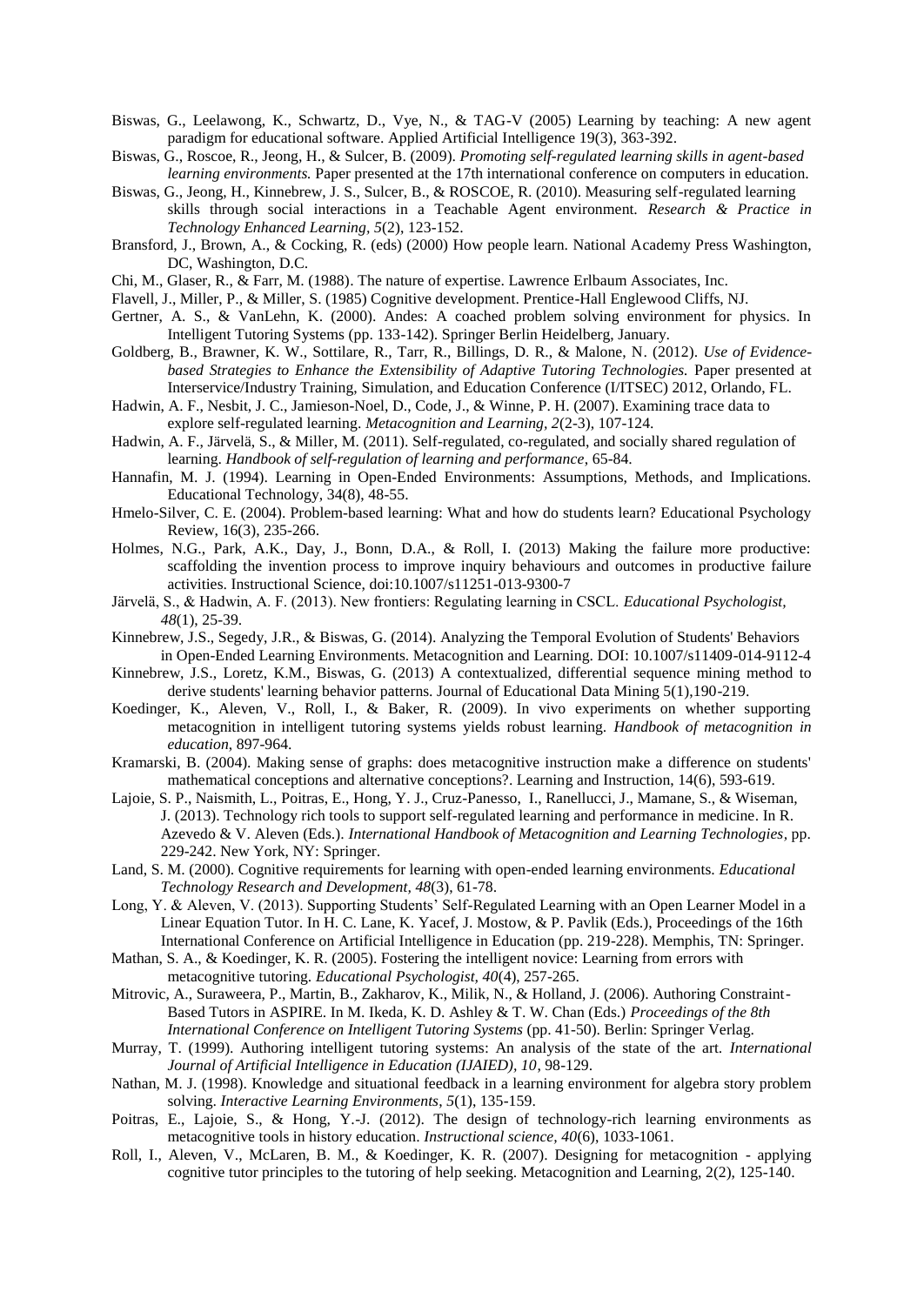Biswas, G., Leelawong, K., Schwartz, D., Vye, N., & TAG-V (2005) Learning by teaching: A new agent paradigm for educational software. Applied Artificial Intelligence 19(3), 363-392.

Biswas, G., Roscoe, R., Jeong, H., & Sulcer, B. (2009). *Promoting self-regulated learning skills in agent-based learning environments.* Paper presented at the 17th international conference on computers in education.

Biswas, G., Jeong, H., Kinnebrew, J. S., Sulcer, B., & ROSCOE, R. (2010). Measuring self-regulated learning skills through social interactions in a Teachable Agent environment. *Research & Practice in Technology Enhanced Learning, 5*(2), 123-152.

Bransford, J., Brown, A., & Cocking, R. (eds) (2000) How people learn. National Academy Press Washington, DC, Washington, D.C.

Chi, M., Glaser, R., & Farr, M. (1988). The nature of expertise. Lawrence Erlbaum Associates, Inc.

Flavell, J., Miller, P., & Miller, S. (1985) Cognitive development. Prentice-Hall Englewood Cliffs, NJ.

Gertner, A. S., & VanLehn, K. (2000). Andes: A coached problem solving environment for physics. In Intelligent Tutoring Systems (pp. 133-142). Springer Berlin Heidelberg, January.

Goldberg, B., Brawner, K. W., Sottilare, R., Tarr, R., Billings, D. R., & Malone, N. (2012). *Use of Evidence-based Strategies to Enhance the Extensibility of Adaptive Tutoring Technologies.* Paper presented at Interservice/Industry Training, Simulation, and Education Conference (I/ITSEC) 2012, Orlando, FL.

Hadwin, A. F., Nesbit, J. C., Jamieson-Noel, D., Code, J., & Winne, P. H. (2007). Examining trace data to explore self-regulated learning. *Metacognition and Learning, 2*(2-3), 107-124.

Hadwin, A. F., Järvelä, S., & Miller, M. (2011). Self-regulated, co-regulated, and socially shared regulation of learning. *Handbook of self-regulation of learning and performance*, 65-84.

Hannafin, M. J. (1994). Learning in Open-Ended Environments: Assumptions, Methods, and Implications. Educational Technology, 34(8), 48-55.

Hmelo-Silver, C. E. (2004). Problem-based learning: What and how do students learn? Educational Psychology Review, 16(3), 235-266.

Holmes, N.G., Park, A.K., Day, J., Bonn, D.A., & Roll, I. (2013) Making the failure more productive: scaffolding the invention process to improve inquiry behaviours and outcomes in productive failure activities. Instructional Science, doi:10.1007/s11251-013-9300-7

Järvelä, S., & Hadwin, A. F. (2013). New frontiers: Regulating learning in CSCL. *Educational Psychologist, 48*(1), 25-39.

Kinnebrew, J.S., Segedy, J.R., & Biswas, G. (2014). Analyzing the Temporal Evolution of Students' Behaviors in Open-Ended Learning Environments. Metacognition and Learning. DOI: 10.1007/s11409-014-9112-4

Kinnebrew, J.S., Loretz, K.M., Biswas, G. (2013) A contextualized, differential sequence mining method to derive students' learning behavior patterns. Journal of Educational Data Mining 5(1),190-219.

Koedinger, K., Aleven, V., Roll, I., & Baker, R. (2009). In vivo experiments on whether supporting metacognition in intelligent tutoring systems yields robust learning. *Handbook of metacognition in education*, 897-964.

Kramarski, B. (2004). Making sense of graphs: does metacognitive instruction make a difference on students' mathematical conceptions and alternative conceptions?. Learning and Instruction, 14(6), 593-619.

Lajoie, S. P., Naismith, L., Poitras, E., Hong, Y. J., Cruz-Panesso, I., Ranellucci, J., Mamane, S., & Wiseman, J. (2013). Technology rich tools to support self-regulated learning and performance in medicine. In R. Azevedo & V. Aleven (Eds.). *International Handbook of Metacognition and Learning Technologies*, pp. 229-242. New York, NY: Springer.

Land, S. M. (2000). Cognitive requirements for learning with open-ended learning environments. *Educational Technology Research and Development, 48*(3), 61-78.

Long, Y. & Aleven, V. (2013). Supporting Students' Self-Regulated Learning with an Open Learner Model in a Linear Equation Tutor. In H. C. Lane, K. Yacef, J. Mostow, & P. Pavlik (Eds.), Proceedings of the 16th International Conference on Artificial Intelligence in Education (pp. 219-228). Memphis, TN: Springer.

Mathan, S. A., & Koedinger, K. R. (2005). Fostering the intelligent novice: Learning from errors with metacognitive tutoring. *Educational Psychologist, 40*(4), 257-265.

Mitrovic, A., Suraweera, P., Martin, B., Zakharov, K., Milik, N., & Holland, J. (2006). Authoring Constraint-Based Tutors in ASPIRE. In M. Ikeda, K. D. Ashley & T. W. Chan (Eds.) *Proceedings of the 8th International Conference on Intelligent Tutoring Systems* (pp. 41-50). Berlin: Springer Verlag.

Murray, T. (1999). Authoring intelligent tutoring systems: An analysis of the state of the art. *International Journal of Artificial Intelligence in Education (IJAIED), 10*, 98-129.

Nathan, M. J. (1998). Knowledge and situational feedback in a learning environment for algebra story problem solving. *Interactive Learning Environments, 5*(1), 135-159.

Poitras, E., Lajoie, S., & Hong, Y.-J. (2012). The design of technology-rich learning environments as metacognitive tools in history education. *Instructional science, 40*(6), 1033-1061.

Roll, I., Aleven, V., McLaren, B. M., & Koedinger, K. R. (2007). Designing for metacognition - applying cognitive tutor principles to the tutoring of help seeking. Metacognition and Learning, 2(2), 125-140.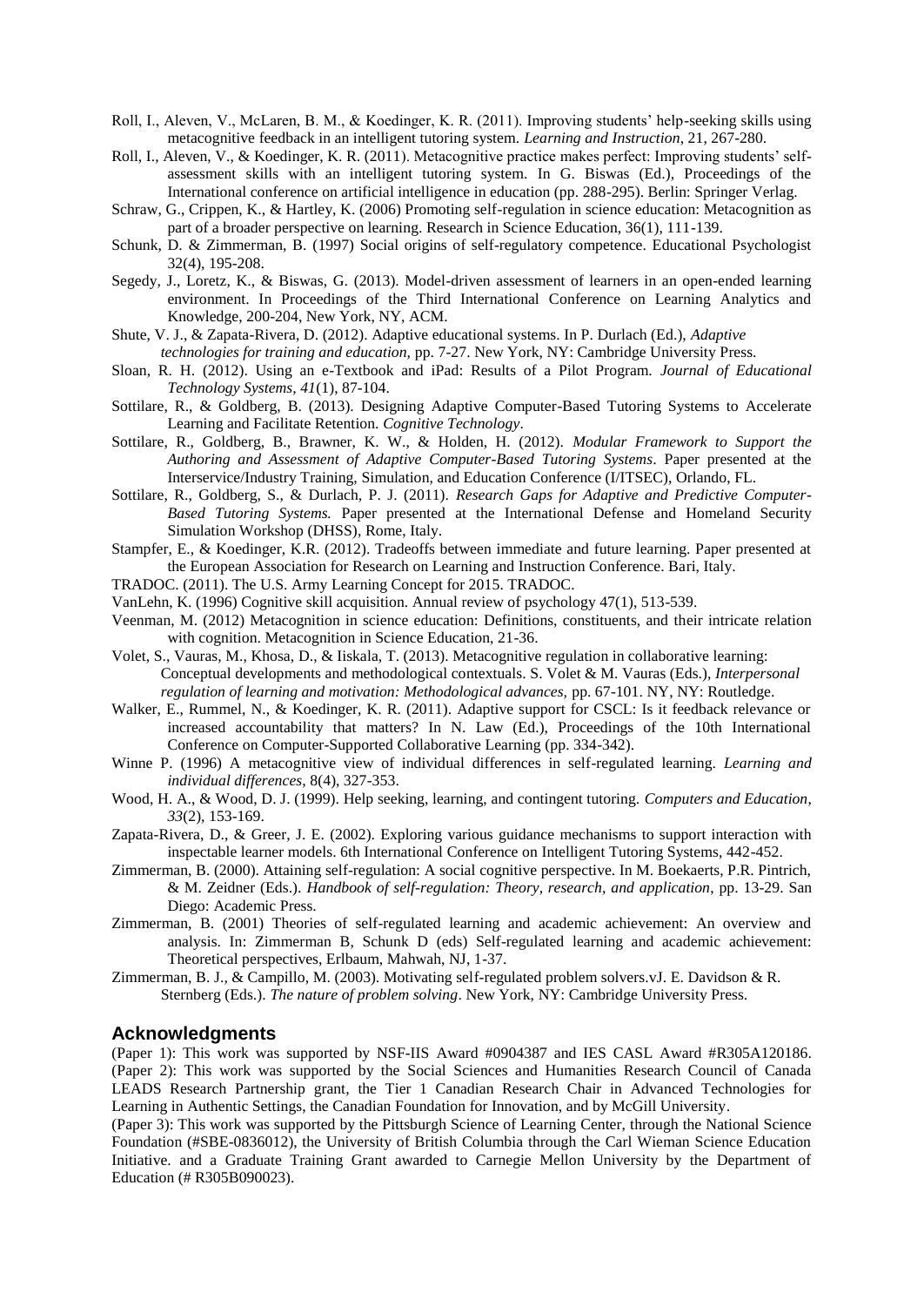Roll, I., Aleven, V., McLaren, B. M., & Koedinger, K. R. (2011). Improving students' help-seeking skills using metacognitive feedback in an intelligent tutoring system. *Learning and Instruction*, 21, 267-280.

Roll, I., Aleven, V., & Koedinger, K. R. (2011). Metacognitive practice makes perfect: Improving students' self-assessment skills with an intelligent tutoring system. In G. Biswas (Ed.), Proceedings of the International conference on artificial intelligence in education (pp. 288-295). Berlin: Springer Verlag.

Schraw, G., Crippen, K., & Hartley, K. (2006) Promoting self-regulation in science education: Metacognition as part of a broader perspective on learning. Research in Science Education, 36(1), 111-139.

Schunk, D. & Zimmerman, B. (1997) Social origins of self-regulatory competence. Educational Psychologist 32(4), 195-208.

Segedy, J., Loretz, K., & Biswas, G. (2013). Model-driven assessment of learners in an open-ended learning environment. In Proceedings of the Third International Conference on Learning Analytics and Knowledge, 200-204, New York, NY, ACM.

Shute, V. J., & Zapata-Rivera, D. (2012). Adaptive educational systems. In P. Durlach (Ed.), *Adaptive technologies for training and education,* pp. 7-27. New York, NY: Cambridge University Press.

Sloan, R. H. (2012). Using an e-Textbook and iPad: Results of a Pilot Program. *Journal of Educational Technology Systems, 41*(1), 87-104.

Sottilare, R., & Goldberg, B. (2013). Designing Adaptive Computer-Based Tutoring Systems to Accelerate Learning and Facilitate Retention. *Cognitive Technology*.

Sottilare, R., Goldberg, B., Brawner, K. W., & Holden, H. (2012). *Modular Framework to Support the Authoring and Assessment of Adaptive Computer-Based Tutoring Systems*. Paper presented at the Interservice/Industry Training, Simulation, and Education Conference (I/ITSEC), Orlando, FL.

Sottilare, R., Goldberg, S., & Durlach, P. J. (2011). *Research Gaps for Adaptive and Predictive Computer-Based Tutoring Systems.* Paper presented at the International Defense and Homeland Security Simulation Workshop (DHSS), Rome, Italy.

Stampfer, E., & Koedinger, K.R. (2012). Tradeoffs between immediate and future learning. Paper presented at the European Association for Research on Learning and Instruction Conference. Bari, Italy.

TRADOC. (2011). The U.S. Army Learning Concept for 2015. TRADOC.

VanLehn, K. (1996) Cognitive skill acquisition. Annual review of psychology 47(1), 513-539.

Veenman, M. (2012) Metacognition in science education: Definitions, constituents, and their intricate relation with cognition. Metacognition in Science Education, 21-36.

Volet, S., Vauras, M., Khosa, D., & Iiskala, T. (2013). Metacognitive regulation in collaborative learning: Conceptual developments and methodological contextuals. S. Volet & M. Vauras (Eds.), *Interpersonal regulation of learning and motivation: Methodological advances,* pp. 67-101. NY, NY: Routledge.

Walker, E., Rummel, N., & Koedinger, K. R. (2011). Adaptive support for CSCL: Is it feedback relevance or increased accountability that matters? In N. Law (Ed.), Proceedings of the 10th International Conference on Computer-Supported Collaborative Learning (pp. 334-342).

Winne P. (1996) A metacognitive view of individual differences in self-regulated learning. *Learning and individual differences,* 8(4), 327-353.

Wood, H. A., & Wood, D. J. (1999). Help seeking, learning, and contingent tutoring. *Computers and Education*, *33*(2), 153-169.

Zapata-Rivera, D., & Greer, J. E. (2002). Exploring various guidance mechanisms to support interaction with inspectable learner models. 6th International Conference on Intelligent Tutoring Systems, 442-452.

Zimmerman, B. (2000). Attaining self-regulation: A social cognitive perspective. In M. Boekaerts, P.R. Pintrich, & M. Zeidner (Eds.). *Handbook of self-regulation: Theory, research, and application*, pp. 13-29. San Diego: Academic Press.

Zimmerman, B. (2001) Theories of self-regulated learning and academic achievement: An overview and analysis. In: Zimmerman B, Schunk D (eds) Self-regulated learning and academic achievement: Theoretical perspectives, Erlbaum, Mahwah, NJ, 1-37.

Zimmerman, B. J., & Campillo, M. (2003). Motivating self-regulated problem solvers.vJ. E. Davidson & R. Sternberg (Eds.). *The nature of problem solving*. New York, NY: Cambridge University Press.

## Acknowledgments

(Paper 1): This work was supported by NSF-IIS Award #0904387 and IES CASL Award #R305A120186.
(Paper 2): This work was supported by the Social Sciences and Humanities Research Council of Canada LEADS Research Partnership grant, the Tier 1 Canadian Research Chair in Advanced Technologies for Learning in Authentic Settings, the Canadian Foundation for Innovation, and by McGill University.
(Paper 3): This work was supported by the Pittsburgh Science of Learning Center, through the National Science Foundation (#SBE-0836012), the University of British Columbia through the Carl Wieman Science Education Initiative. and a Graduate Training Grant awarded to Carnegie Mellon University by the Department of Education (# R305B090023).